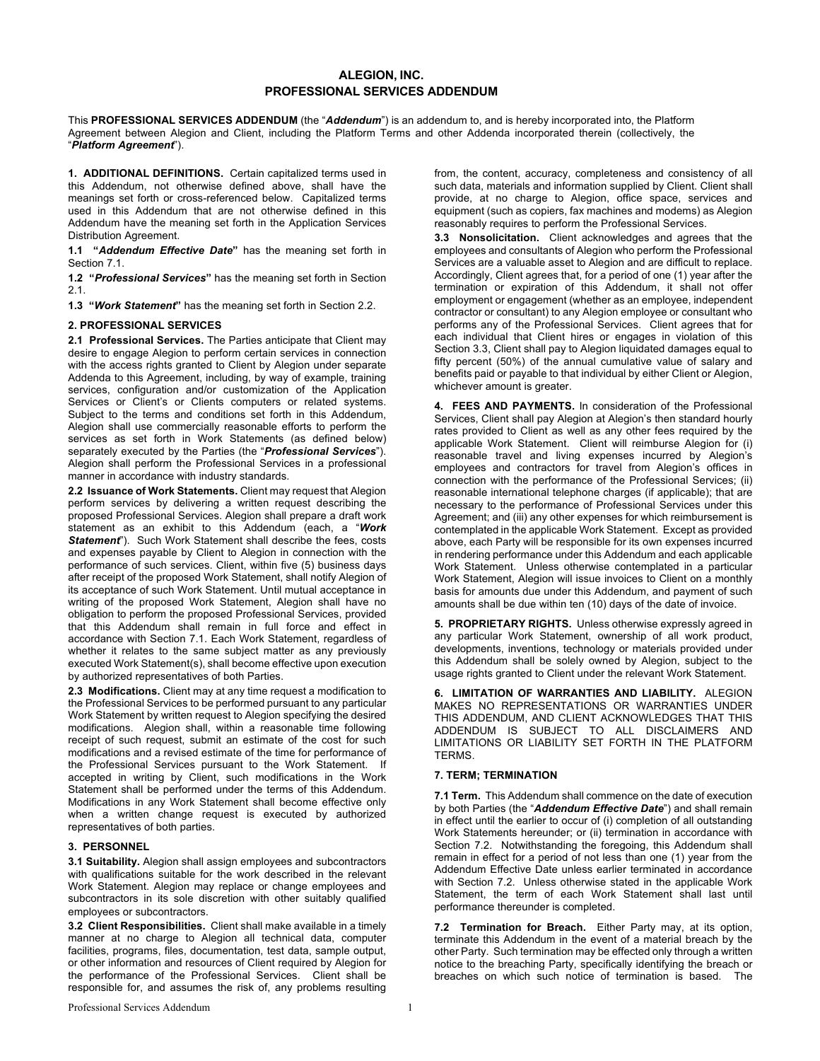# ALEGION, INC.
# PROFESSIONAL SERVICES ADDENDUM

This **PROFESSIONAL SERVICES ADDENDUM** (the "***Addendum***") is an addendum to, and is hereby incorporated into, the Platform Agreement between Alegion and Client, including the Platform Terms and other Addenda incorporated therein (collectively, the "***Platform Agreement***").

**1. ADDITIONAL DEFINITIONS.** Certain capitalized terms used in this Addendum, not otherwise defined above, shall have the meanings set forth or cross-referenced below. Capitalized terms used in this Addendum that are not otherwise defined in this Addendum have the meaning set forth in the Application Services Distribution Agreement.

**1.1 "*Addendum Effective Date*"** has the meaning set forth in Section 7.1.

**1.2 "*Professional Services*"** has the meaning set forth in Section 2.1.

**1.3 "*Work Statement*"** has the meaning set forth in Section 2.2.

**2. PROFESSIONAL SERVICES**

**2.1 Professional Services.** The Parties anticipate that Client may desire to engage Alegion to perform certain services in connection with the access rights granted to Client by Alegion under separate Addenda to this Agreement, including, by way of example, training services, configuration and/or customization of the Application Services or Client's or Clients computers or related systems. Subject to the terms and conditions set forth in this Addendum, Alegion shall use commercially reasonable efforts to perform the services as set forth in Work Statements (as defined below) separately executed by the Parties (the "***Professional Services***"). Alegion shall perform the Professional Services in a professional manner in accordance with industry standards.

**2.2 Issuance of Work Statements.** Client may request that Alegion perform services by delivering a written request describing the proposed Professional Services. Alegion shall prepare a draft work statement as an exhibit to this Addendum (each, a "***Work Statement***"). Such Work Statement shall describe the fees, costs and expenses payable by Client to Alegion in connection with the performance of such services. Client, within five (5) business days after receipt of the proposed Work Statement, shall notify Alegion of its acceptance of such Work Statement. Until mutual acceptance in writing of the proposed Work Statement, Alegion shall have no obligation to perform the proposed Professional Services, provided that this Addendum shall remain in full force and effect in accordance with Section 7.1. Each Work Statement, regardless of whether it relates to the same subject matter as any previously executed Work Statement(s), shall become effective upon execution by authorized representatives of both Parties.

**2.3 Modifications.** Client may at any time request a modification to the Professional Services to be performed pursuant to any particular Work Statement by written request to Alegion specifying the desired modifications. Alegion shall, within a reasonable time following receipt of such request, submit an estimate of the cost for such modifications and a revised estimate of the time for performance of the Professional Services pursuant to the Work Statement. If accepted in writing by Client, such modifications in the Work Statement shall be performed under the terms of this Addendum. Modifications in any Work Statement shall become effective only when a written change request is executed by authorized representatives of both parties.

**3. PERSONNEL**

**3.1 Suitability.** Alegion shall assign employees and subcontractors with qualifications suitable for the work described in the relevant Work Statement. Alegion may replace or change employees and subcontractors in its sole discretion with other suitably qualified employees or subcontractors.

**3.2 Client Responsibilities.** Client shall make available in a timely manner at no charge to Alegion all technical data, computer facilities, programs, files, documentation, test data, sample output, or other information and resources of Client required by Alegion for the performance of the Professional Services. Client shall be responsible for, and assumes the risk of, any problems resulting from, the content, accuracy, completeness and consistency of all such data, materials and information supplied by Client. Client shall provide, at no charge to Alegion, office space, services and equipment (such as copiers, fax machines and modems) as Alegion reasonably requires to perform the Professional Services.

**3.3 Nonsolicitation.** Client acknowledges and agrees that the employees and consultants of Alegion who perform the Professional Services are a valuable asset to Alegion and are difficult to replace. Accordingly, Client agrees that, for a period of one (1) year after the termination or expiration of this Addendum, it shall not offer employment or engagement (whether as an employee, independent contractor or consultant) to any Alegion employee or consultant who performs any of the Professional Services. Client agrees that for each individual that Client hires or engages in violation of this Section 3.3, Client shall pay to Alegion liquidated damages equal to fifty percent (50%) of the annual cumulative value of salary and benefits paid or payable to that individual by either Client or Alegion, whichever amount is greater.

**4. FEES AND PAYMENTS.** In consideration of the Professional Services, Client shall pay Alegion at Alegion's then standard hourly rates provided to Client as well as any other fees required by the applicable Work Statement. Client will reimburse Alegion for (i) reasonable travel and living expenses incurred by Alegion's employees and contractors for travel from Alegion's offices in connection with the performance of the Professional Services; (ii) reasonable international telephone charges (if applicable); that are necessary to the performance of Professional Services under this Agreement; and (iii) any other expenses for which reimbursement is contemplated in the applicable Work Statement. Except as provided above, each Party will be responsible for its own expenses incurred in rendering performance under this Addendum and each applicable Work Statement. Unless otherwise contemplated in a particular Work Statement, Alegion will issue invoices to Client on a monthly basis for amounts due under this Addendum, and payment of such amounts shall be due within ten (10) days of the date of invoice.

**5. PROPRIETARY RIGHTS.** Unless otherwise expressly agreed in any particular Work Statement, ownership of all work product, developments, inventions, technology or materials provided under this Addendum shall be solely owned by Alegion, subject to the usage rights granted to Client under the relevant Work Statement.

**6. LIMITATION OF WARRANTIES AND LIABILITY.** ALEGION MAKES NO REPRESENTATIONS OR WARRANTIES UNDER THIS ADDENDUM, AND CLIENT ACKNOWLEDGES THAT THIS ADDENDUM IS SUBJECT TO ALL DISCLAIMERS AND LIMITATIONS OR LIABILITY SET FORTH IN THE PLATFORM TERMS.

**7. TERM; TERMINATION**

**7.1 Term.** This Addendum shall commence on the date of execution by both Parties (the "***Addendum Effective Date***") and shall remain in effect until the earlier to occur of (i) completion of all outstanding Work Statements hereunder; or (ii) termination in accordance with Section 7.2. Notwithstanding the foregoing, this Addendum shall remain in effect for a period of not less than one (1) year from the Addendum Effective Date unless earlier terminated in accordance with Section 7.2. Unless otherwise stated in the applicable Work Statement, the term of each Work Statement shall last until performance thereunder is completed.

**7.2 Termination for Breach.** Either Party may, at its option, terminate this Addendum in the event of a material breach by the other Party. Such termination may be effected only through a written notice to the breaching Party, specifically identifying the breach or breaches on which such notice of termination is based. The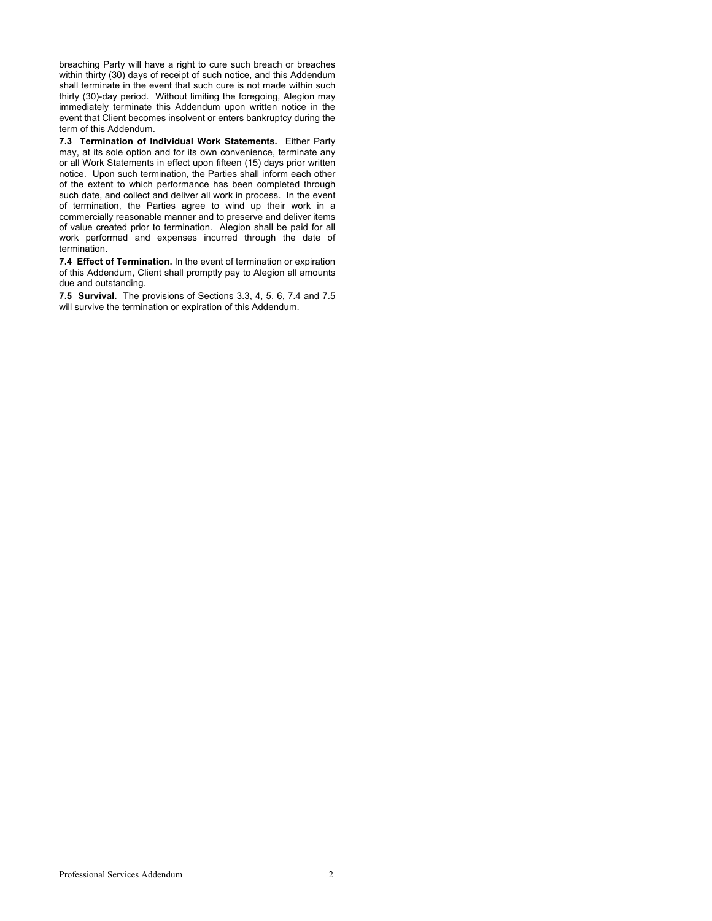breaching Party will have a right to cure such breach or breaches within thirty (30) days of receipt of such notice, and this Addendum shall terminate in the event that such cure is not made within such thirty (30)-day period. Without limiting the foregoing, Alegion may immediately terminate this Addendum upon written notice in the event that Client becomes insolvent or enters bankruptcy during the term of this Addendum.

**7.3 Termination of Individual Work Statements.** Either Party may, at its sole option and for its own convenience, terminate any or all Work Statements in effect upon fifteen (15) days prior written notice. Upon such termination, the Parties shall inform each other of the extent to which performance has been completed through such date, and collect and deliver all work in process. In the event of termination, the Parties agree to wind up their work in a commercially reasonable manner and to preserve and deliver items of value created prior to termination. Alegion shall be paid for all work performed and expenses incurred through the date of termination.

**7.4 Effect of Termination.** In the event of termination or expiration of this Addendum, Client shall promptly pay to Alegion all amounts due and outstanding.

**7.5 Survival.** The provisions of Sections 3.3, 4, 5, 6, 7.4 and 7.5 will survive the termination or expiration of this Addendum.